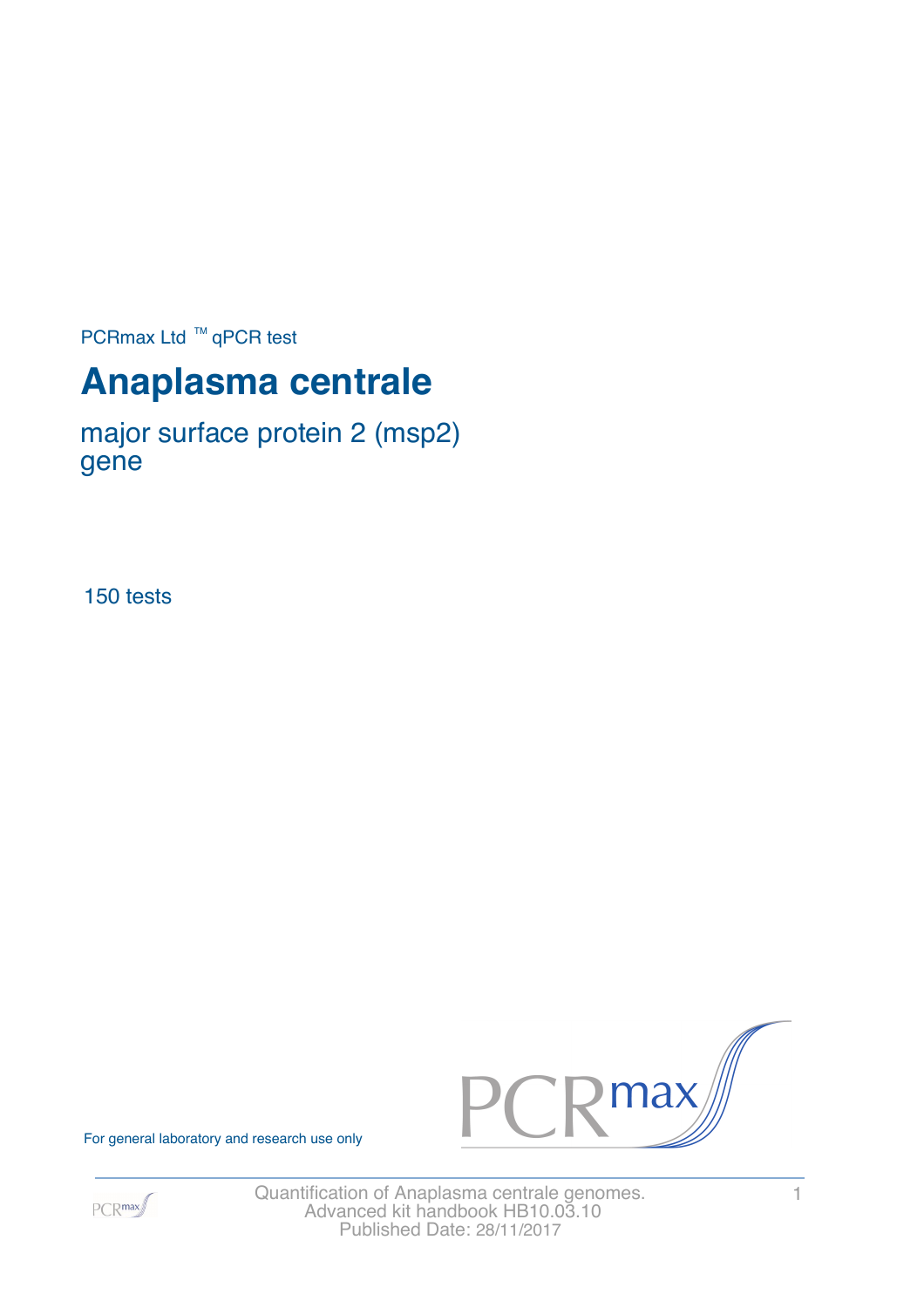PCRmax Ltd ™ qPCR test

# Anaplasma centrale

## major surface protein 2 (msp2) gene

150 tests

For general laboratory and research use only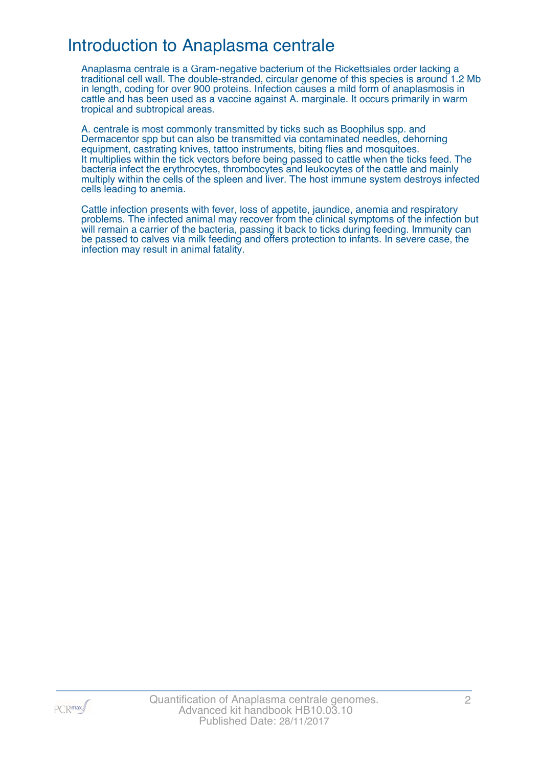# Introduction to Anaplasma centrale

Anaplasma centrale is a Gram-negative bacterium of the Rickettsiales order lacking a traditional cell wall. The double-stranded, circular genome of this species is around 1.2 Mb in length, coding for over 900 proteins. Infection causes a mild form of anaplasmosis in cattle and has been used as a vaccine against A. marginale. It occurs primarily in warm tropical and subtropical areas.

A. centrale is most commonly transmitted by ticks such as Boophilus spp. and Dermacentor spp but can also be transmitted via contaminated needles, dehorning equipment, castrating knives, tattoo instruments, biting flies and mosquitoes. It multiplies within the tick vectors before being passed to cattle when the ticks feed. The bacteria infect the erythrocytes, thrombocytes and leukocytes of the cattle and mainly multiply within the cells of the spleen and liver. The host immune system destroys infected cells leading to anemia.

Cattle infection presents with fever, loss of appetite, jaundice, anemia and respiratory problems. The infected animal may recover from the clinical symptoms of the infection but will remain a carrier of the bacteria, passing it back to ticks during feeding. Immunity can be passed to calves via milk feeding and offers protection to infants. In severe case, the infection may result in animal fatality.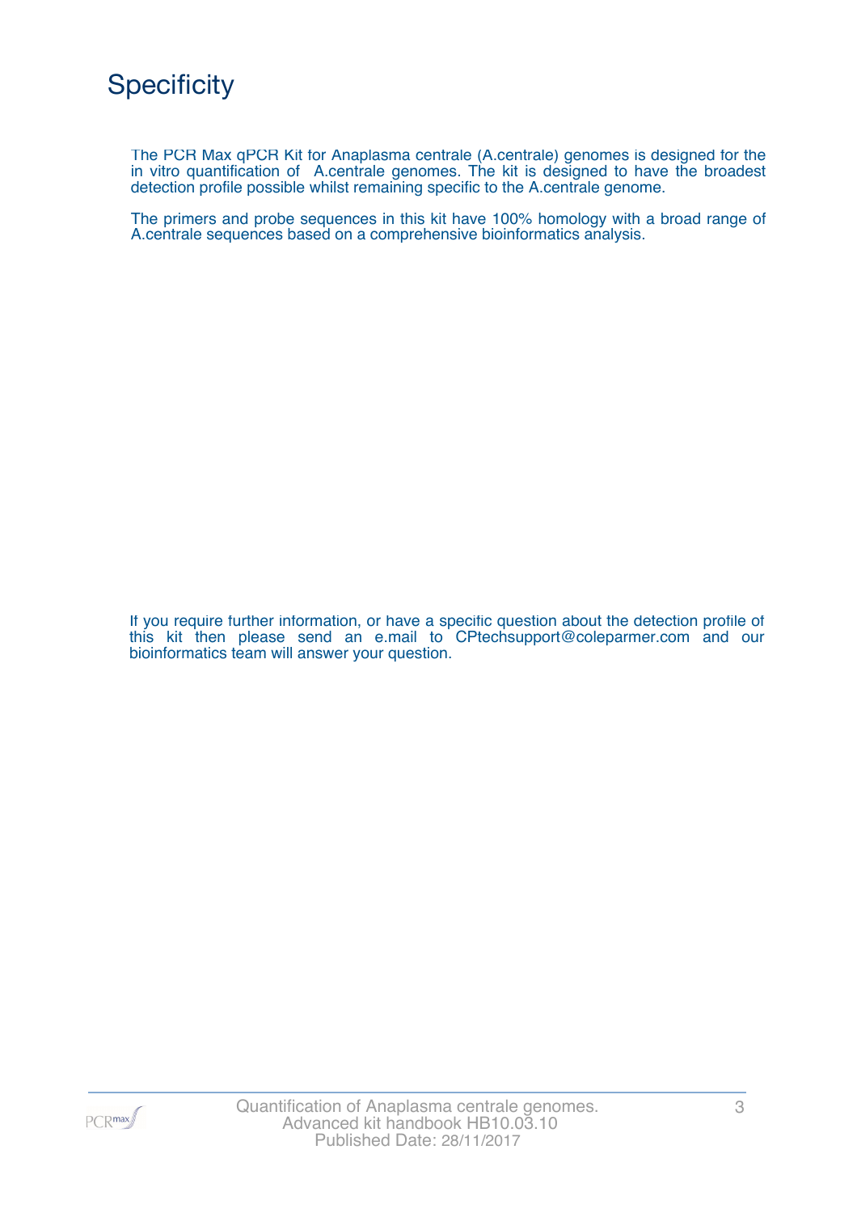# Specificity

The PCR Max qPCR Kit for Anaplasma centrale (A.centrale) genomes is designed for the in vitro quantification of A.centrale genomes. The kit is designed to have the broadest detection profile possible whilst remaining specific to the A.centrale genome.

The primers and probe sequences in this kit have 100% homology with a broad range of A.centrale sequences based on a comprehensive bioinformatics analysis.

If you require further information, or have a specific question about the detection profile of this kit then please send an e.mail to CPtechsupport@coleparmer.com and our bioinformatics team will answer your question.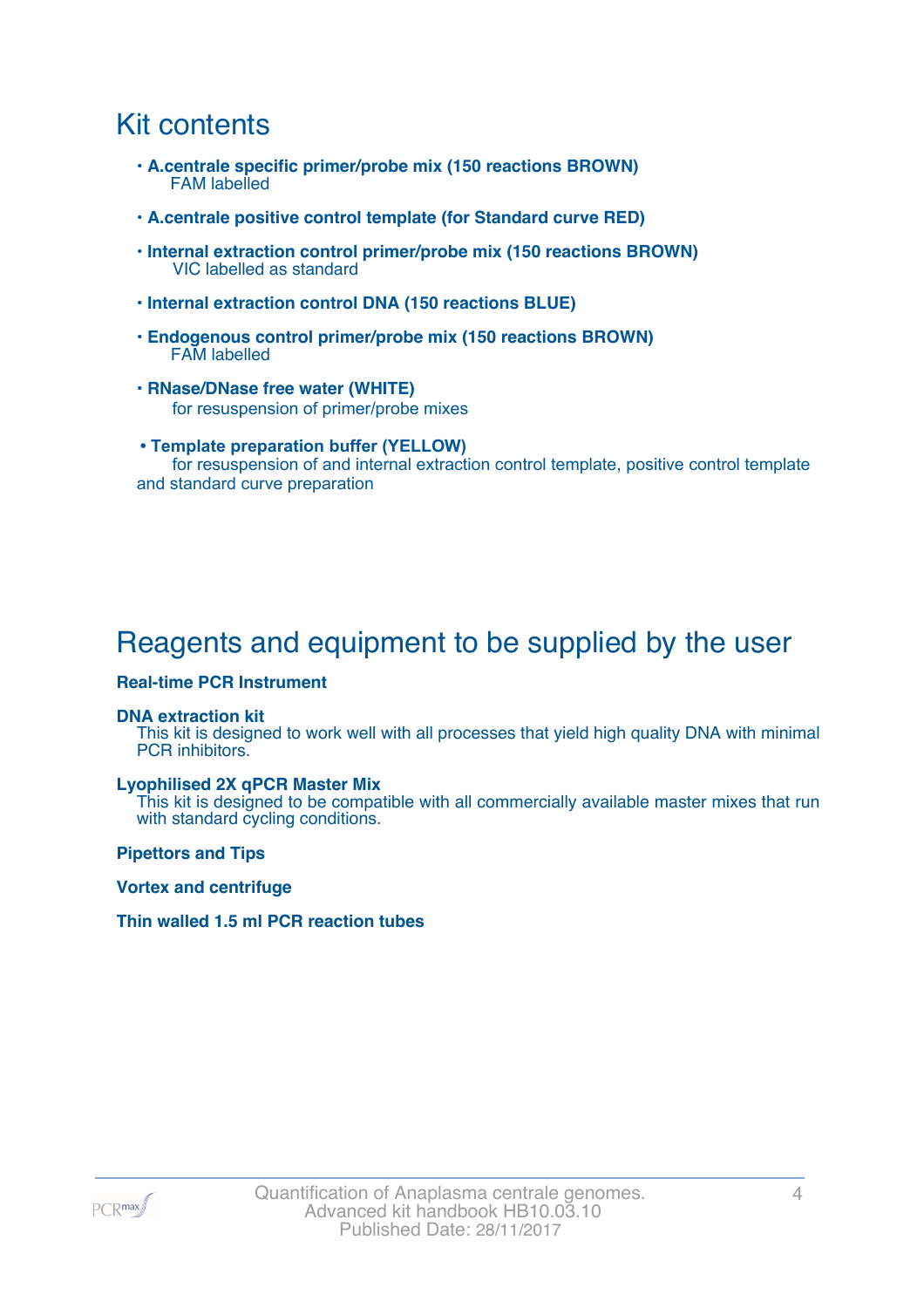# Kit contents

- **A.centrale specific primer/probe mix (150 reactions BROWN)**
  FAM labelled
- **A.centrale positive control template (for Standard curve RED)**
- **Internal extraction control primer/probe mix (150 reactions BROWN)**
  VIC labelled as standard
- **Internal extraction control DNA (150 reactions BLUE)**
- **Endogenous control primer/probe mix (150 reactions BROWN)**
  FAM labelled
- **RNase/DNase free water (WHITE)**
  for resuspension of primer/probe mixes
- **Template preparation buffer (YELLOW)**
  for resuspension of and internal extraction control template, positive control template and standard curve preparation

# Reagents and equipment to be supplied by the user

**Real-time PCR Instrument**

**DNA extraction kit**
This kit is designed to work well with all processes that yield high quality DNA with minimal PCR inhibitors.

**Lyophilised 2X qPCR Master Mix**
This kit is designed to be compatible with all commercially available master mixes that run with standard cycling conditions.

**Pipettors and Tips**

**Vortex and centrifuge**

**Thin walled 1.5 ml PCR reaction tubes**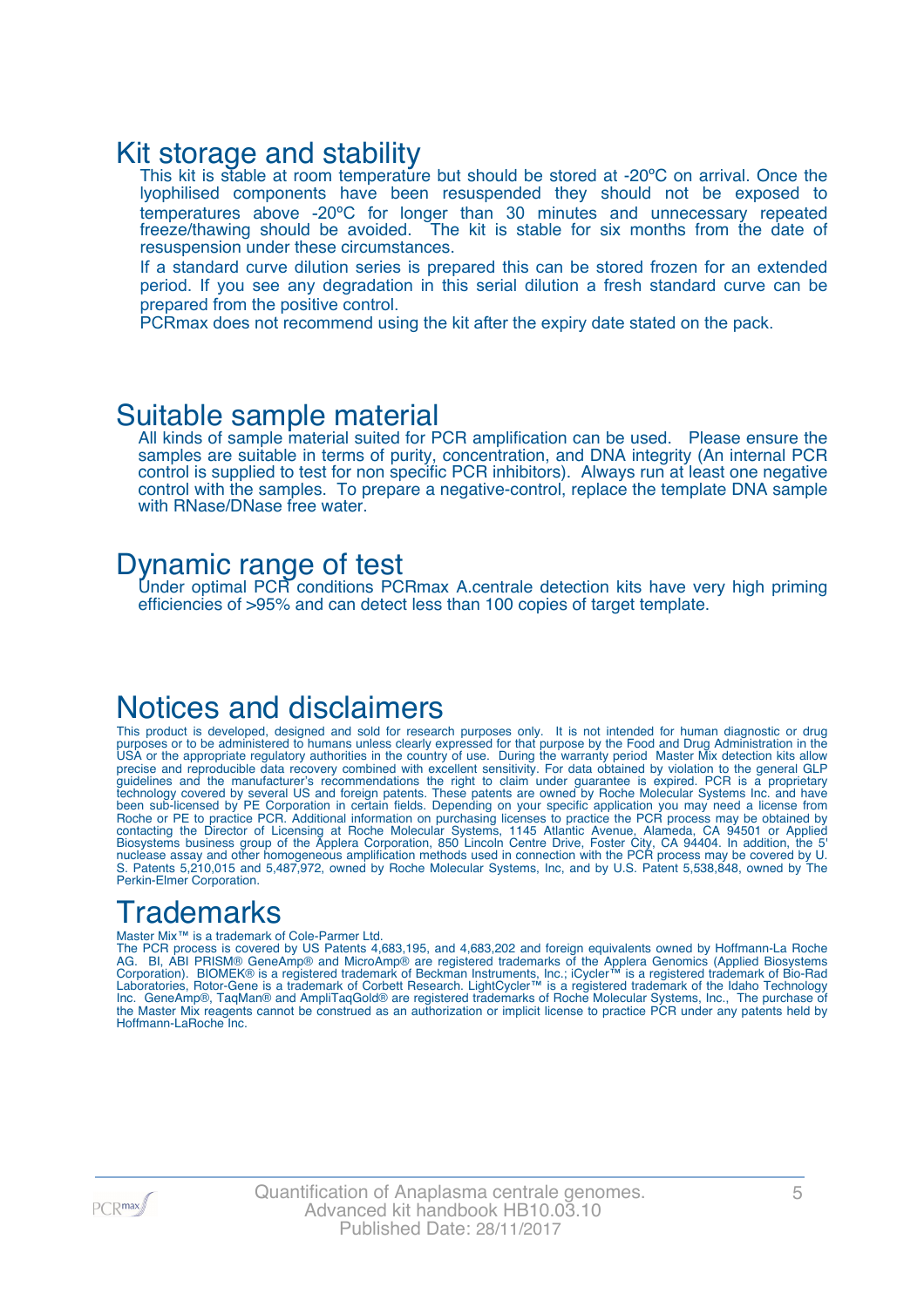## Kit storage and stability

This kit is stable at room temperature but should be stored at -20ºC on arrival. Once the lyophilised components have been resuspended they should not be exposed to temperatures above -20ºC for longer than 30 minutes and unnecessary repeated freeze/thawing should be avoided. The kit is stable for six months from the date of resuspension under these circumstances.

If a standard curve dilution series is prepared this can be stored frozen for an extended period. If you see any degradation in this serial dilution a fresh standard curve can be prepared from the positive control.

PCRmax does not recommend using the kit after the expiry date stated on the pack.

## Suitable sample material

All kinds of sample material suited for PCR amplification can be used. Please ensure the samples are suitable in terms of purity, concentration, and DNA integrity (An internal PCR control is supplied to test for non specific PCR inhibitors). Always run at least one negative control with the samples. To prepare a negative-control, replace the template DNA sample with RNase/DNase free water.

## Dynamic range of test

Under optimal PCR conditions PCRmax A.centrale detection kits have very high priming efficiencies of >95% and can detect less than 100 copies of target template.

## Notices and disclaimers

This product is developed, designed and sold for research purposes only. It is not intended for human diagnostic or drug purposes or to be administered to humans unless clearly expressed for that purpose by the Food and Drug Administration in the USA or the appropriate regulatory authorities in the country of use. During the warranty period Master Mix detection kits allow precise and reproducible data recovery combined with excellent sensitivity. For data obtained by violation to the general GLP guidelines and the manufacturer's recommendations the right to claim under guarantee is expired. PCR is a proprietary technology covered by several US and foreign patents. These patents are owned by Roche Molecular Systems Inc. and have been sub-licensed by PE Corporation in certain fields. Depending on your specific application you may need a license from Roche or PE to practice PCR. Additional information on purchasing licenses to practice the PCR process may be obtained by contacting the Director of Licensing at Roche Molecular Systems, 1145 Atlantic Avenue, Alameda, CA 94501 or Applied Biosystems business group of the Applera Corporation, 850 Lincoln Centre Drive, Foster City, CA 94404. In addition, the 5' nuclease assay and other homogeneous amplification methods used in connection with the PCR process may be covered by U. S. Patents 5,210,015 and 5,487,972, owned by Roche Molecular Systems, Inc, and by U.S. Patent 5,538,848, owned by The Perkin-Elmer Corporation.

## Trademarks

Master Mix™ is a trademark of Cole-Parmer Ltd.
The PCR process is covered by US Patents 4,683,195, and 4,683,202 and foreign equivalents owned by Hoffmann-La Roche AG. BI, ABI PRISM® GeneAmp® and MicroAmp® are registered trademarks of the Applera Genomics (Applied Biosystems Corporation). BIOMEK® is a registered trademark of Beckman Instruments, Inc.; iCycler™ is a registered trademark of Bio-Rad Laboratories, Rotor-Gene is a trademark of Corbett Research. LightCycler™ is a registered trademark of the Idaho Technology Inc. GeneAmp®, TaqMan® and AmpliTaqGold® are registered trademarks of Roche Molecular Systems, Inc., The purchase of the Master Mix reagents cannot be construed as an authorization or implicit license to practice PCR under any patents held by Hoffmann-LaRoche Inc.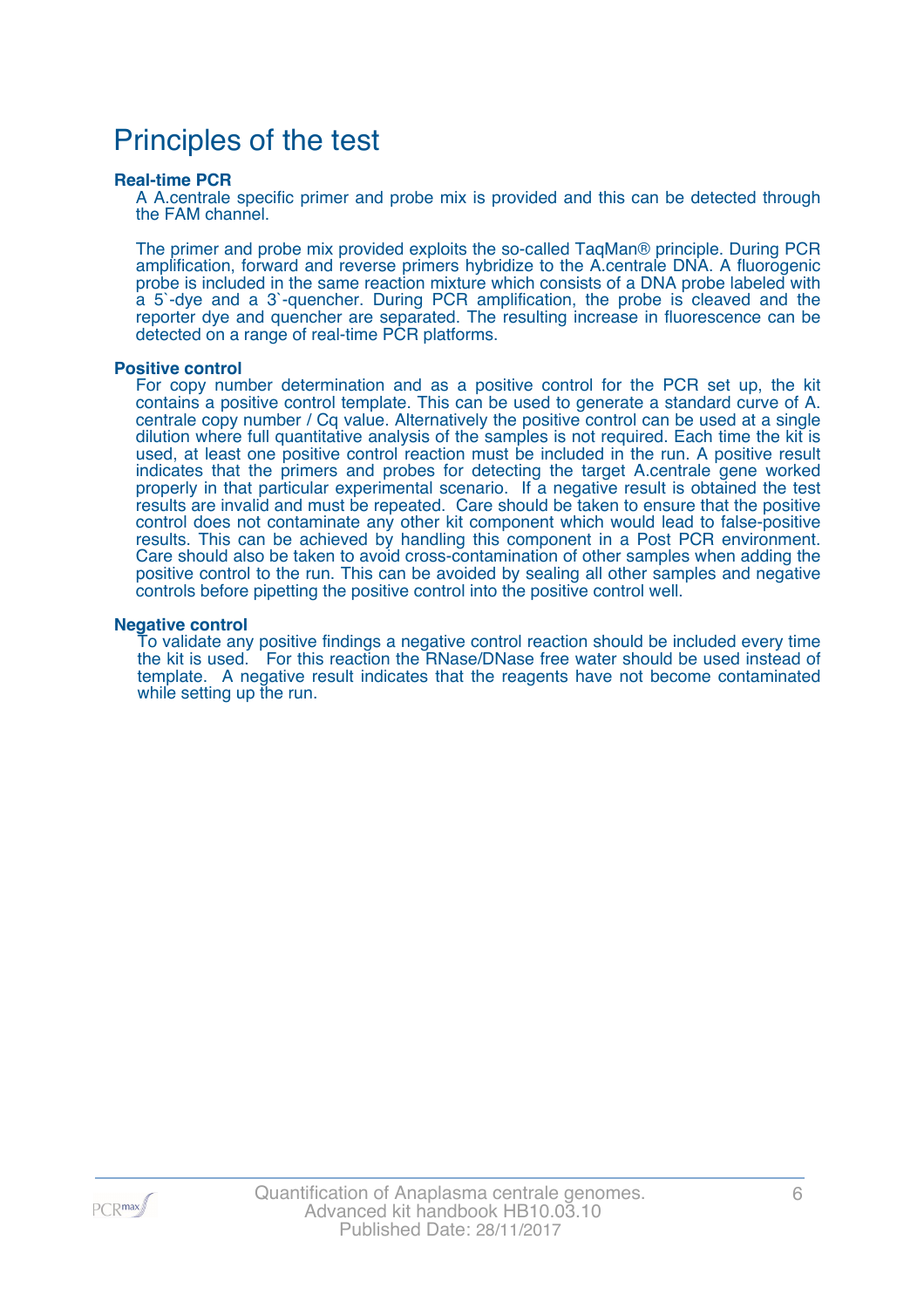# Principles of the test

### Real-time PCR

A A.centrale specific primer and probe mix is provided and this can be detected through the FAM channel.

The primer and probe mix provided exploits the so-called TaqMan® principle. During PCR amplification, forward and reverse primers hybridize to the A.centrale DNA. A fluorogenic probe is included in the same reaction mixture which consists of a DNA probe labeled with a 5`-dye and a 3`-quencher. During PCR amplification, the probe is cleaved and the reporter dye and quencher are separated. The resulting increase in fluorescence can be detected on a range of real-time PCR platforms.

### Positive control

For copy number determination and as a positive control for the PCR set up, the kit contains a positive control template. This can be used to generate a standard curve of A. centrale copy number / Cq value. Alternatively the positive control can be used at a single dilution where full quantitative analysis of the samples is not required. Each time the kit is used, at least one positive control reaction must be included in the run. A positive result indicates that the primers and probes for detecting the target A.centrale gene worked properly in that particular experimental scenario. If a negative result is obtained the test results are invalid and must be repeated. Care should be taken to ensure that the positive control does not contaminate any other kit component which would lead to false-positive results. This can be achieved by handling this component in a Post PCR environment. Care should also be taken to avoid cross-contamination of other samples when adding the positive control to the run. This can be avoided by sealing all other samples and negative controls before pipetting the positive control into the positive control well.

### Negative control

To validate any positive findings a negative control reaction should be included every time the kit is used. For this reaction the RNase/DNase free water should be used instead of template. A negative result indicates that the reagents have not become contaminated while setting up the run.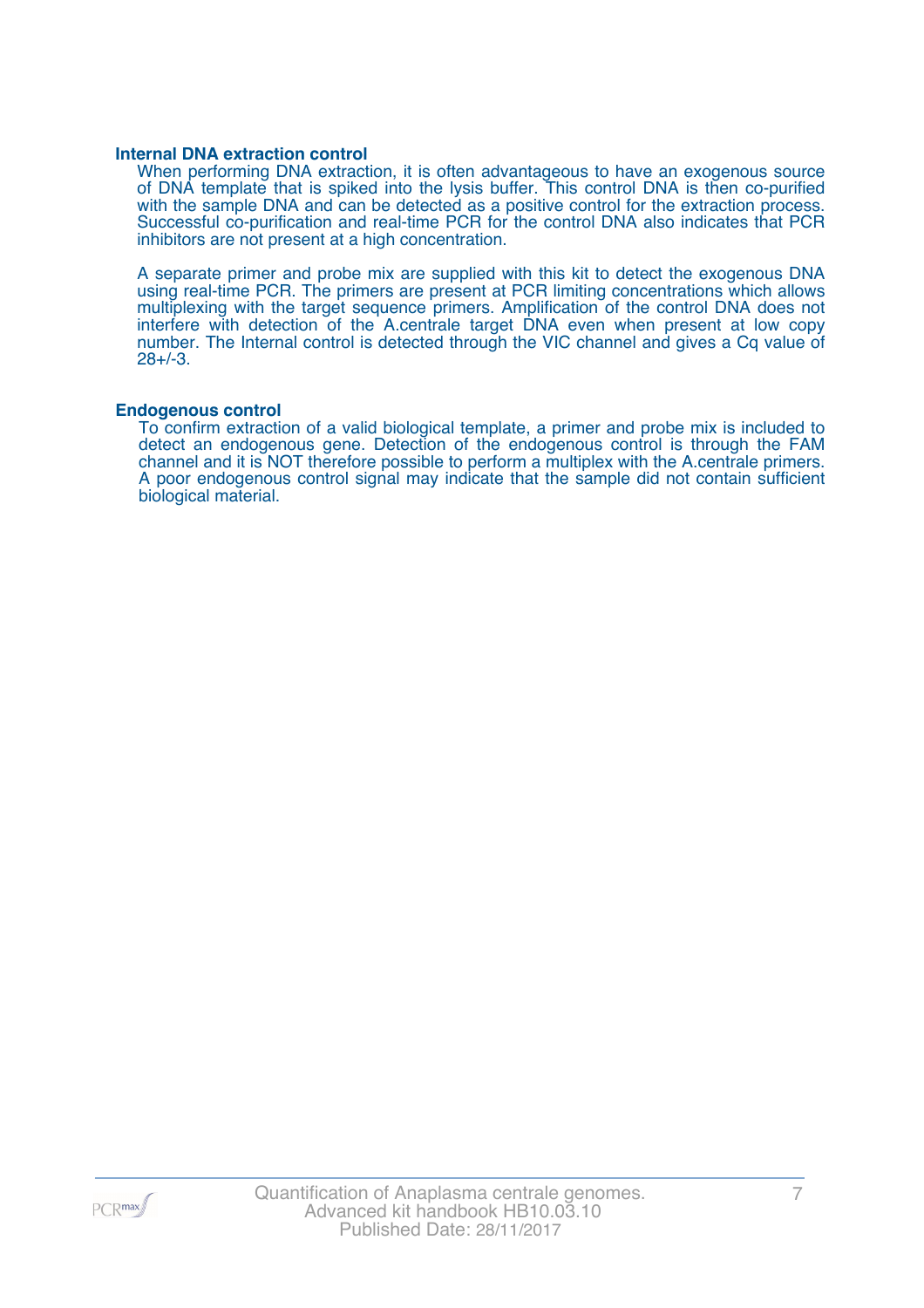### Internal DNA extraction control

When performing DNA extraction, it is often advantageous to have an exogenous source of DNA template that is spiked into the lysis buffer. This control DNA is then co-purified with the sample DNA and can be detected as a positive control for the extraction process. Successful co-purification and real-time PCR for the control DNA also indicates that PCR inhibitors are not present at a high concentration.

A separate primer and probe mix are supplied with this kit to detect the exogenous DNA using real-time PCR. The primers are present at PCR limiting concentrations which allows multiplexing with the target sequence primers. Amplification of the control DNA does not interfere with detection of the A.centrale target DNA even when present at low copy number. The Internal control is detected through the VIC channel and gives a Cq value of 28+/-3.

### Endogenous control

To confirm extraction of a valid biological template, a primer and probe mix is included to detect an endogenous gene. Detection of the endogenous control is through the FAM channel and it is NOT therefore possible to perform a multiplex with the A.centrale primers. A poor endogenous control signal may indicate that the sample did not contain sufficient biological material.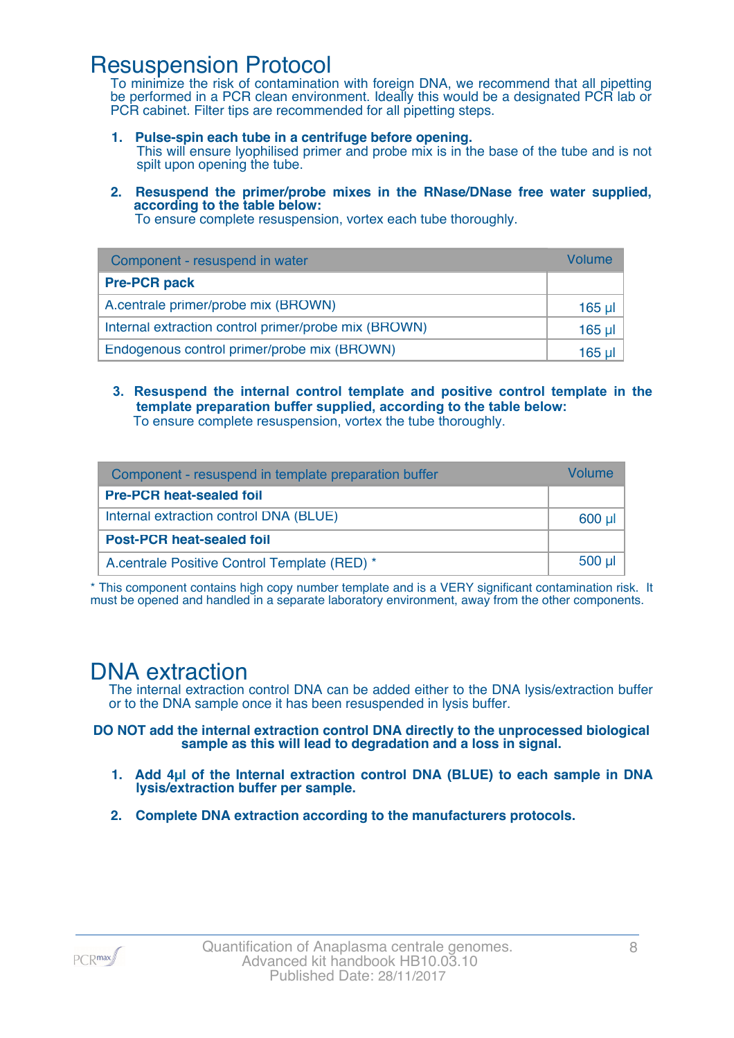# Resuspension Protocol

To minimize the risk of contamination with foreign DNA, we recommend that all pipetting be performed in a PCR clean environment. Ideally this would be a designated PCR lab or PCR cabinet. Filter tips are recommended for all pipetting steps.

1. **Pulse-spin each tube in a centrifuge before opening.**
   This will ensure lyophilised primer and probe mix is in the base of the tube and is not spilt upon opening the tube.

2. **Resuspend the primer/probe mixes in the RNase/DNase free water supplied, according to the table below:**
   To ensure complete resuspension, vortex each tube thoroughly.

| Component - resuspend in water | Volume |
|---|---|
| **Pre-PCR pack** | |
| A.centrale primer/probe mix (BROWN) | 165 µl |
| Internal extraction control primer/probe mix (BROWN) | 165 µl |
| Endogenous control primer/probe mix (BROWN) | 165 µl |

3. **Resuspend the internal control template and positive control template in the template preparation buffer supplied, according to the table below:**
   To ensure complete resuspension, vortex the tube thoroughly.

| Component - resuspend in template preparation buffer | Volume |
|---|---|
| **Pre-PCR heat-sealed foil** | |
| Internal extraction control DNA (BLUE) | 600 µl |
| **Post-PCR heat-sealed foil** | |
| A.centrale Positive Control Template (RED) * | 500 µl |

* This component contains high copy number template and is a VERY significant contamination risk. It must be opened and handled in a separate laboratory environment, away from the other components.

# DNA extraction

The internal extraction control DNA can be added either to the DNA lysis/extraction buffer or to the DNA sample once it has been resuspended in lysis buffer.

**DO NOT add the internal extraction control DNA directly to the unprocessed biological sample as this will lead to degradation and a loss in signal.**

1. **Add 4µl of the Internal extraction control DNA (BLUE) to each sample in DNA lysis/extraction buffer per sample.**
2. **Complete DNA extraction according to the manufacturers protocols.**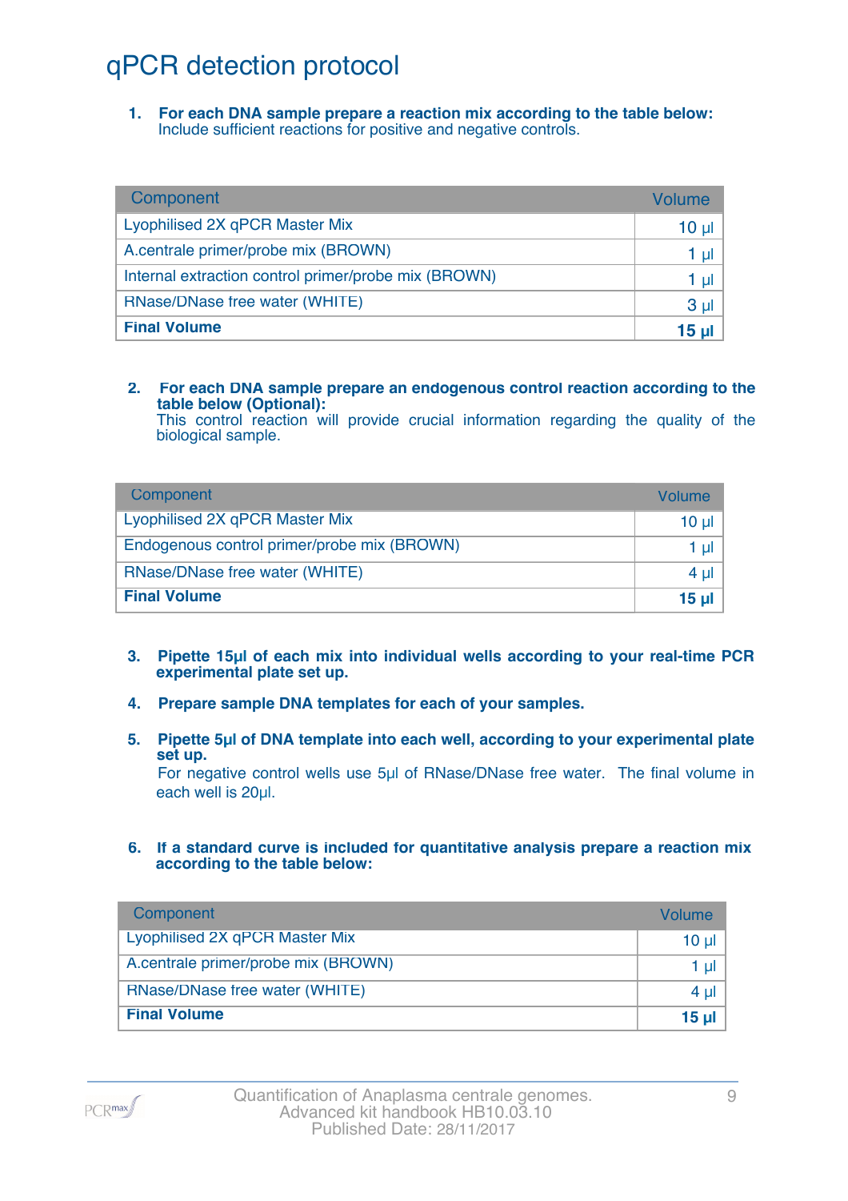# qPCR detection protocol

1. **For each DNA sample prepare a reaction mix according to the table below:**
   Include sufficient reactions for positive and negative controls.

| Component | Volume |
|---|---|
| Lyophilised 2X qPCR Master Mix | 10 µl |
| A.centrale primer/probe mix (BROWN) | 1 µl |
| Internal extraction control primer/probe mix (BROWN) | 1 µl |
| RNase/DNase free water (WHITE) | 3 µl |
| **Final Volume** | **15 µl** |

2. **For each DNA sample prepare an endogenous control reaction according to the table below (Optional):**
   This control reaction will provide crucial information regarding the quality of the biological sample.

| Component | Volume |
|---|---|
| Lyophilised 2X qPCR Master Mix | 10 µl |
| Endogenous control primer/probe mix (BROWN) | 1 µl |
| RNase/DNase free water (WHITE) | 4 µl |
| **Final Volume** | **15 µl** |

3. **Pipette 15µl of each mix into individual wells according to your real-time PCR experimental plate set up.**

4. **Prepare sample DNA templates for each of your samples.**

5. **Pipette 5µl of DNA template into each well, according to your experimental plate set up.**
   For negative control wells use 5µl of RNase/DNase free water. The final volume in each well is 20µl.

6. **If a standard curve is included for quantitative analysis prepare a reaction mix according to the table below:**

| Component | Volume |
|---|---|
| Lyophilised 2X qPCR Master Mix | 10 µl |
| A.centrale primer/probe mix (BROWN) | 1 µl |
| RNase/DNase free water (WHITE) | 4 µl |
| **Final Volume** | **15 µl** |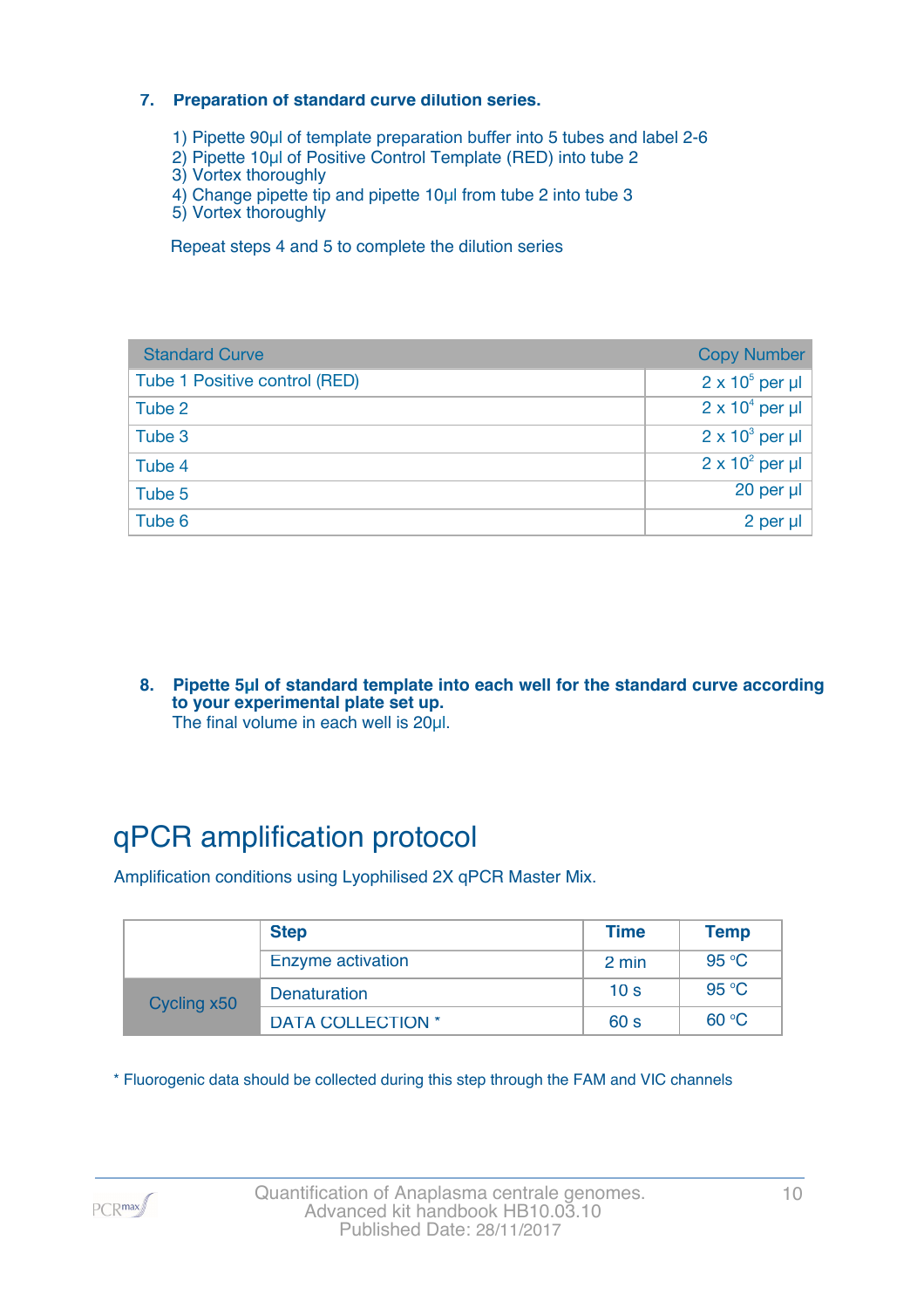7. **Preparation of standard curve dilution series.**

   1) Pipette 90µl of template preparation buffer into 5 tubes and label 2-6
   2) Pipette 10µl of Positive Control Template (RED) into tube 2
   3) Vortex thoroughly
   4) Change pipette tip and pipette 10µl from tube 2 into tube 3
   5) Vortex thoroughly

   Repeat steps 4 and 5 to complete the dilution series

| Standard Curve | Copy Number |
|---|---|
| Tube 1 Positive control (RED) | $2 \times 10^5$ per µl |
| Tube 2 | $2 \times 10^4$ per µl |
| Tube 3 | $2 \times 10^3$ per µl |
| Tube 4 | $2 \times 10^2$ per µl |
| Tube 5 | 20 per µl |
| Tube 6 | 2 per µl |

8. **Pipette 5µl of standard template into each well for the standard curve according to your experimental plate set up.**
   The final volume in each well is 20µl.

# qPCR amplification protocol

Amplification conditions using Lyophilised 2X qPCR Master Mix.

| | Step | Time | Temp |
|---|---|---|---|
| | Enzyme activation | 2 min | 95 °C |
| Cycling x50 | Denaturation | 10 s | 95 °C |
| | DATA COLLECTION * | 60 s | 60 °C |

* Fluorogenic data should be collected during this step through the FAM and VIC channels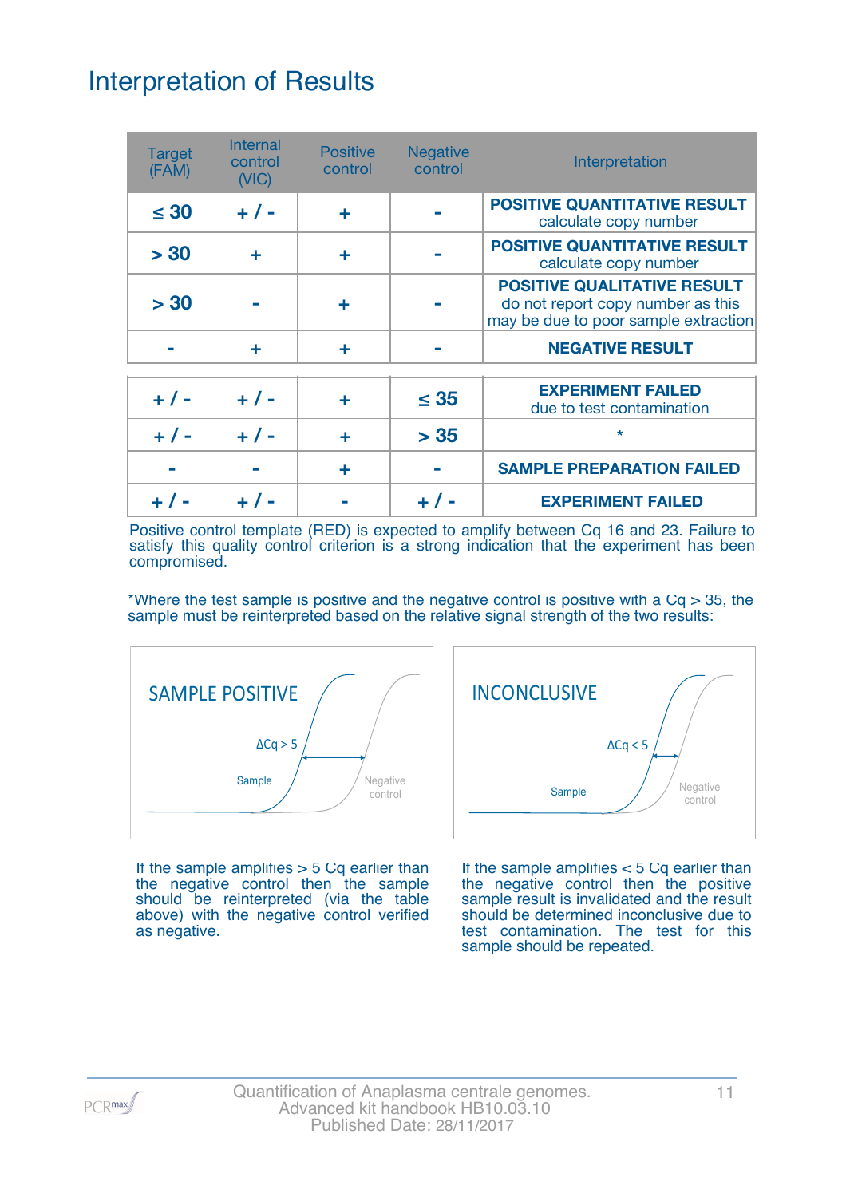# Interpretation of Results

| Target (FAM) | Internal control (VIC) | Positive control | Negative control | Interpretation |
|---|---|---|---|---|
| ≤ 30 | + / - | + | - | **POSITIVE QUANTITATIVE RESULT** calculate copy number |
| > 30 | + | + | - | **POSITIVE QUANTITATIVE RESULT** calculate copy number |
| > 30 | - | + | - | **POSITIVE QUALITATIVE RESULT** do not report copy number as this may be due to poor sample extraction |
| - | + | + | - | **NEGATIVE RESULT** |
| + / - | + / - | + | ≤ 35 | **EXPERIMENT FAILED** due to test contamination |
| + / - | + / - | + | > 35 | * |
| - | - | + | - | **SAMPLE PREPARATION FAILED** |
| + / - | + / - | - | + / - | **EXPERIMENT FAILED** |

Positive control template (RED) is expected to amplify between Cq 16 and 23. Failure to satisfy this quality control criterion is a strong indication that the experiment has been compromised.

*Where the test sample is positive and the negative control is positive with a Cq > 35, the sample must be reinterpreted based on the relative signal strength of the two results:

SAMPLE POSITIVE

$\Delta$Cq > 5

Sample

Negative control

If the sample amplifies > 5 Cq earlier than the negative control then the sample should be reinterpreted (via the table above) with the negative control verified as negative.

INCONCLUSIVE

$\Delta$Cq < 5

Sample

Negative control

If the sample amplifies < 5 Cq earlier than the negative control then the positive sample result is invalidated and the result should be determined inconclusive due to test contamination. The test for this sample should be repeated.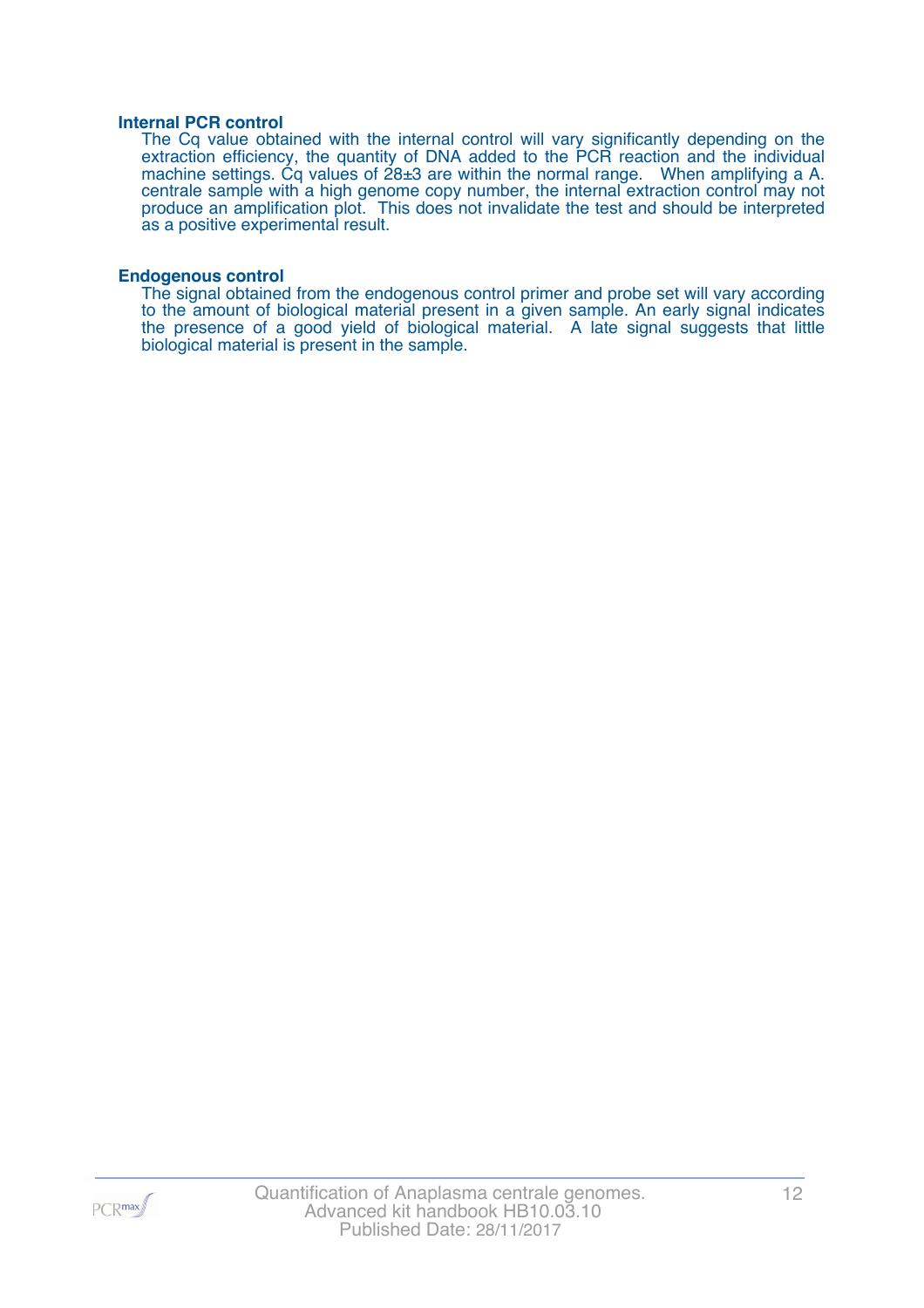**Internal PCR control**

The Cq value obtained with the internal control will vary significantly depending on the extraction efficiency, the quantity of DNA added to the PCR reaction and the individual machine settings. Cq values of 28±3 are within the normal range. When amplifying a A. centrale sample with a high genome copy number, the internal extraction control may not produce an amplification plot. This does not invalidate the test and should be interpreted as a positive experimental result.

**Endogenous control**

The signal obtained from the endogenous control primer and probe set will vary according to the amount of biological material present in a given sample. An early signal indicates the presence of a good yield of biological material. A late signal suggests that little biological material is present in the sample.